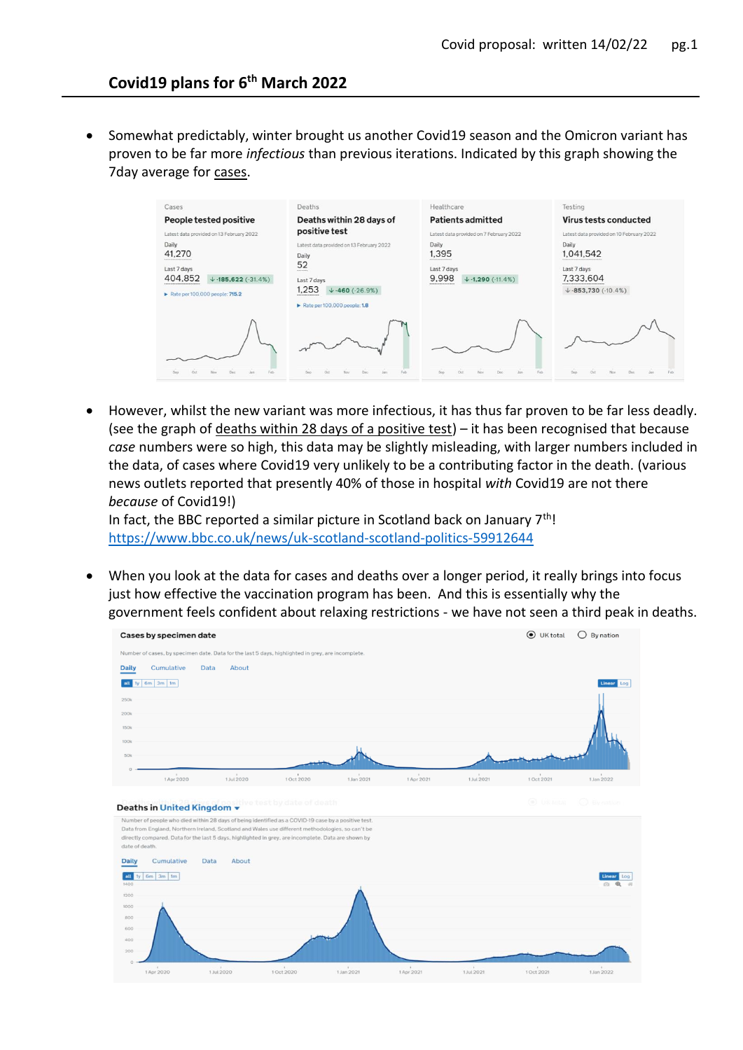## Covid19 plans for 6th March 2022

- Somewhat predictably, winter brought us another Covid19 season and the Omicron variant has proven to be far more *infectious* than previous iterations. Indicated by this graph showing the 7day average for cases.

- However, whilst the new variant was more infectious, it has thus far proven to be far less deadly. (see the graph of deaths within 28 days of a positive test) – it has been recognised that because *case* numbers were so high, this data may be slightly misleading, with larger numbers included in the data, of cases where Covid19 very unlikely to be a contributing factor in the death. (various news outlets reported that presently 40% of those in hospital *with* Covid19 are not there *because* of Covid19!)
  In fact, the BBC reported a similar picture in Scotland back on January 7th!
  https://www.bbc.co.uk/news/uk-scotland-scotland-politics-59912644

- When you look at the data for cases and deaths over a longer period, it really brings into focus just how effective the vaccination program has been. And this is essentially why the government feels confident about relaxing restrictions - we have not seen a third peak in deaths.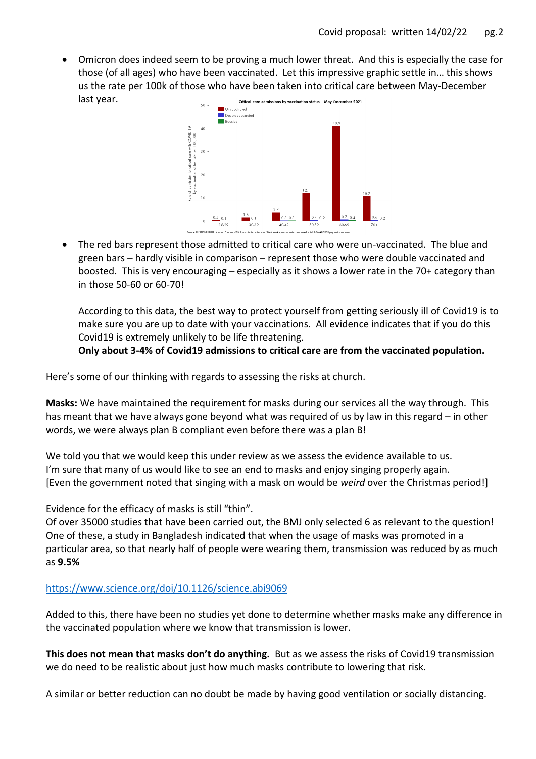- Omicron does indeed seem to be proving a much lower threat. And this is especially the case for those (of all ages) who have been vaccinated. Let this impressive graphic settle in… this shows us the rate per 100k of those who have been taken into critical care between May-December last year.

- The red bars represent those admitted to critical care who were un-vaccinated. The blue and green bars – hardly visible in comparison – represent those who were double vaccinated and boosted. This is very encouraging – especially as it shows a lower rate in the 70+ category than in those 50-60 or 60-70!

  According to this data, the best way to protect yourself from getting seriously ill of Covid19 is to make sure you are up to date with your vaccinations. All evidence indicates that if you do this Covid19 is extremely unlikely to be life threatening.
  **Only about 3-4% of Covid19 admissions to critical care are from the vaccinated population.**

Here's some of our thinking with regards to assessing the risks at church.

**Masks:** We have maintained the requirement for masks during our services all the way through. This has meant that we have always gone beyond what was required of us by law in this regard – in other words, we were always plan B compliant even before there was a plan B!

We told you that we would keep this under review as we assess the evidence available to us. I'm sure that many of us would like to see an end to masks and enjoy singing properly again. [Even the government noted that singing with a mask on would be *weird* over the Christmas period!]

Evidence for the efficacy of masks is still "thin".
Of over 35000 studies that have been carried out, the BMJ only selected 6 as relevant to the question! One of these, a study in Bangladesh indicated that when the usage of masks was promoted in a particular area, so that nearly half of people were wearing them, transmission was reduced by as much as **9.5%**

https://www.science.org/doi/10.1126/science.abi9069

Added to this, there have been no studies yet done to determine whether masks make any difference in the vaccinated population where we know that transmission is lower.

**This does not mean that masks don't do anything.** But as we assess the risks of Covid19 transmission we do need to be realistic about just how much masks contribute to lowering that risk.

A similar or better reduction can no doubt be made by having good ventilation or socially distancing.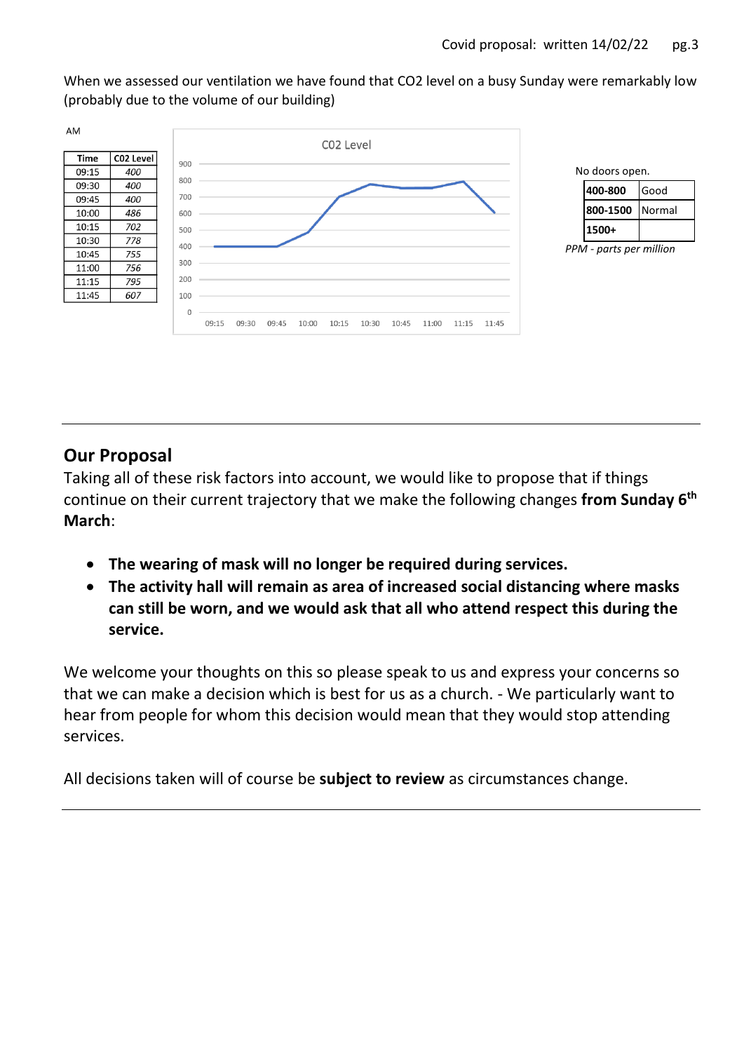When we assessed our ventilation we have found that CO2 level on a busy Sunday were remarkably low (probably due to the volume of our building)

AM

| Time | C02 Level |
|---|---|
| 09:15 | *400* |
| 09:30 | *400* |
| 09:45 | *400* |
| 10:00 | *486* |
| 10:15 | *702* |
| 10:30 | *778* |
| 10:45 | *755* |
| 11:00 | *756* |
| 11:15 | *795* |
| 11:45 | *607* |

C02 Level

No doors open.

| | |
|---|---|
| **400-800** | Good |
| **800-1500** | Normal |
| **1500+** | |

*PPM - parts per million*

## Our Proposal

Taking all of these risk factors into account, we would like to propose that if things continue on their current trajectory that we make the following changes **from Sunday 6th March**:

- **The wearing of mask will no longer be required during services.**
- **The activity hall will remain as area of increased social distancing where masks can still be worn, and we would ask that all who attend respect this during the service.**

We welcome your thoughts on this so please speak to us and express your concerns so that we can make a decision which is best for us as a church. - We particularly want to hear from people for whom this decision would mean that they would stop attending services.

All decisions taken will of course be **subject to review** as circumstances change.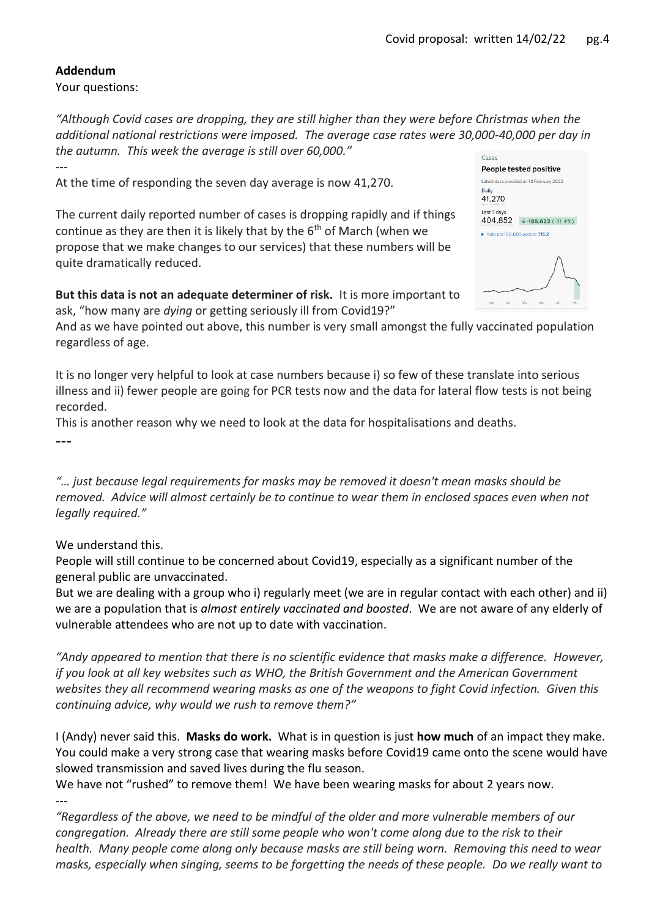## Addendum

Your questions:

*"Although Covid cases are dropping, they are still higher than they were before Christmas when the additional national restrictions were imposed. The average case rates were 30,000-40,000 per day in the autumn. This week the average is still over 60,000."*

---

At the time of responding the seven day average is now 41,270.

The current daily reported number of cases is dropping rapidly and if things continue as they are then it is likely that by the 6th of March (when we propose that we make changes to our services) that these numbers will be quite dramatically reduced.

**But this data is not an adequate determiner of risk.** It is more important to ask, "how many are *dying* or getting seriously ill from Covid19?"

And as we have pointed out above, this number is very small amongst the fully vaccinated population regardless of age.

It is no longer very helpful to look at case numbers because i) so few of these translate into serious illness and ii) fewer people are going for PCR tests now and the data for lateral flow tests is not being recorded.

This is another reason why we need to look at the data for hospitalisations and deaths.

---

*"… just because legal requirements for masks may be removed it doesn't mean masks should be removed. Advice will almost certainly be to continue to wear them in enclosed spaces even when not legally required."*

We understand this.

People will still continue to be concerned about Covid19, especially as a significant number of the general public are unvaccinated.

But we are dealing with a group who i) regularly meet (we are in regular contact with each other) and ii) we are a population that is *almost entirely vaccinated and boosted*. We are not aware of any elderly of vulnerable attendees who are not up to date with vaccination.

*"Andy appeared to mention that there is no scientific evidence that masks make a difference. However, if you look at all key websites such as WHO, the British Government and the American Government websites they all recommend wearing masks as one of the weapons to fight Covid infection. Given this continuing advice, why would we rush to remove them?"*

I (Andy) never said this. **Masks do work.** What is in question is just **how much** of an impact they make. You could make a very strong case that wearing masks before Covid19 came onto the scene would have slowed transmission and saved lives during the flu season.

We have not "rushed" to remove them! We have been wearing masks for about 2 years now.

---

*"Regardless of the above, we need to be mindful of the older and more vulnerable members of our congregation. Already there are still some people who won't come along due to the risk to their health. Many people come along only because masks are still being worn. Removing this need to wear masks, especially when singing, seems to be forgetting the needs of these people. Do we really want to*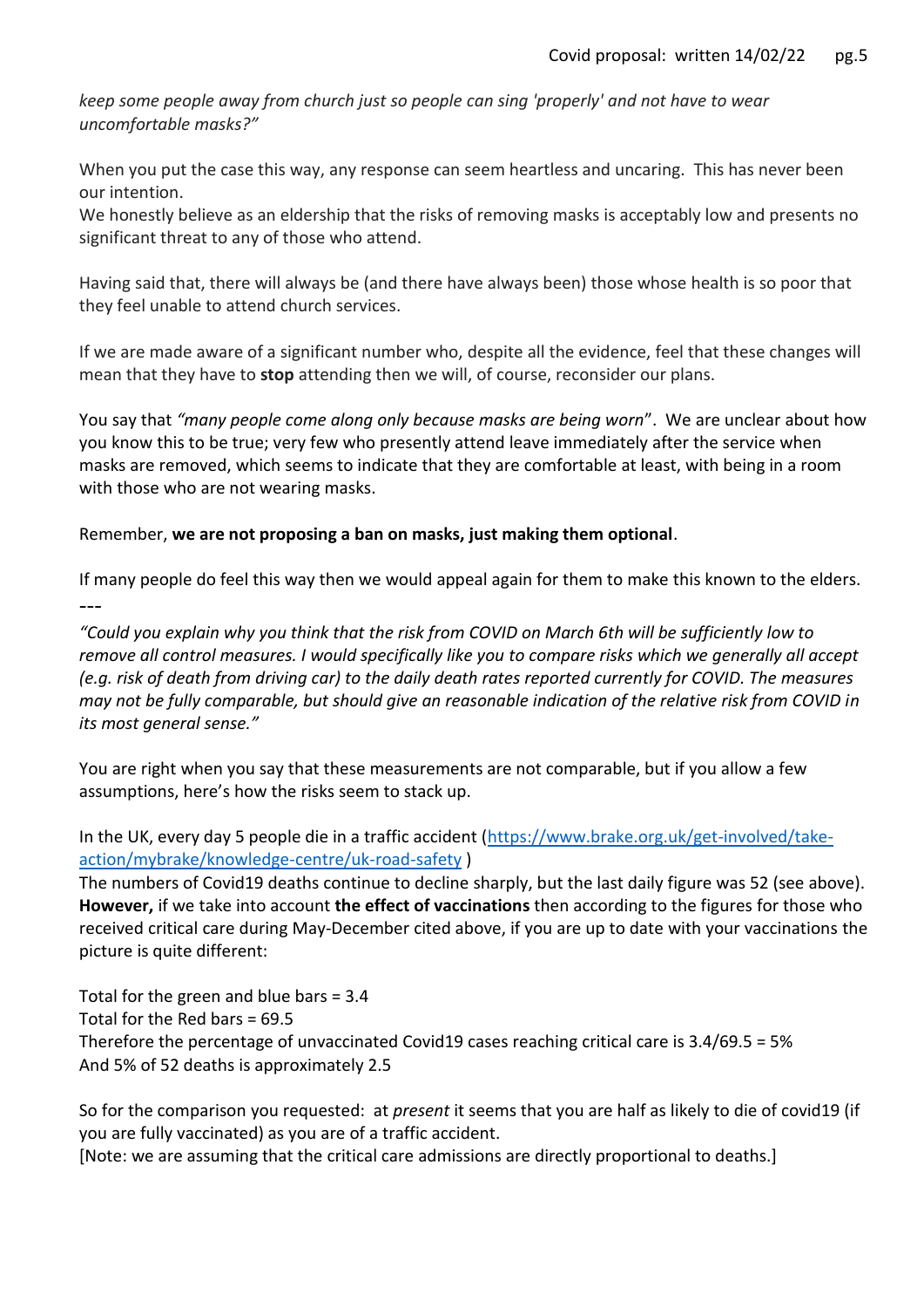*keep some people away from church just so people can sing 'properly' and not have to wear uncomfortable masks?"*

When you put the case this way, any response can seem heartless and uncaring. This has never been our intention.
We honestly believe as an eldership that the risks of removing masks is acceptably low and presents no significant threat to any of those who attend.

Having said that, there will always be (and there have always been) those whose health is so poor that they feel unable to attend church services.

If we are made aware of a significant number who, despite all the evidence, feel that these changes will mean that they have to **stop** attending then we will, of course, reconsider our plans.

You say that *"many people come along only because masks are being worn"*. We are unclear about how you know this to be true; very few who presently attend leave immediately after the service when masks are removed, which seems to indicate that they are comfortable at least, with being in a room with those who are not wearing masks.

Remember, **we are not proposing a ban on masks, just making them optional**.

If many people do feel this way then we would appeal again for them to make this known to the elders.

---

*"Could you explain why you think that the risk from COVID on March 6th will be sufficiently low to remove all control measures. I would specifically like you to compare risks which we generally all accept (e.g. risk of death from driving car) to the daily death rates reported currently for COVID. The measures may not be fully comparable, but should give an reasonable indication of the relative risk from COVID in its most general sense."*

You are right when you say that these measurements are not comparable, but if you allow a few assumptions, here's how the risks seem to stack up.

In the UK, every day 5 people die in a traffic accident ([https://www.brake.org.uk/get-involved/take-action/mybrake/knowledge-centre/uk-road-safety](https://www.brake.org.uk/get-involved/take-action/mybrake/knowledge-centre/uk-road-safety) )
The numbers of Covid19 deaths continue to decline sharply, but the last daily figure was 52 (see above). **However,** if we take into account **the effect of vaccinations** then according to the figures for those who received critical care during May-December cited above, if you are up to date with your vaccinations the picture is quite different:

Total for the green and blue bars = 3.4
Total for the Red bars = 69.5
Therefore the percentage of unvaccinated Covid19 cases reaching critical care is 3.4/69.5 = 5%
And 5% of 52 deaths is approximately 2.5

So for the comparison you requested: at *present* it seems that you are half as likely to die of covid19 (if you are fully vaccinated) as you are of a traffic accident.
[Note: we are assuming that the critical care admissions are directly proportional to deaths.]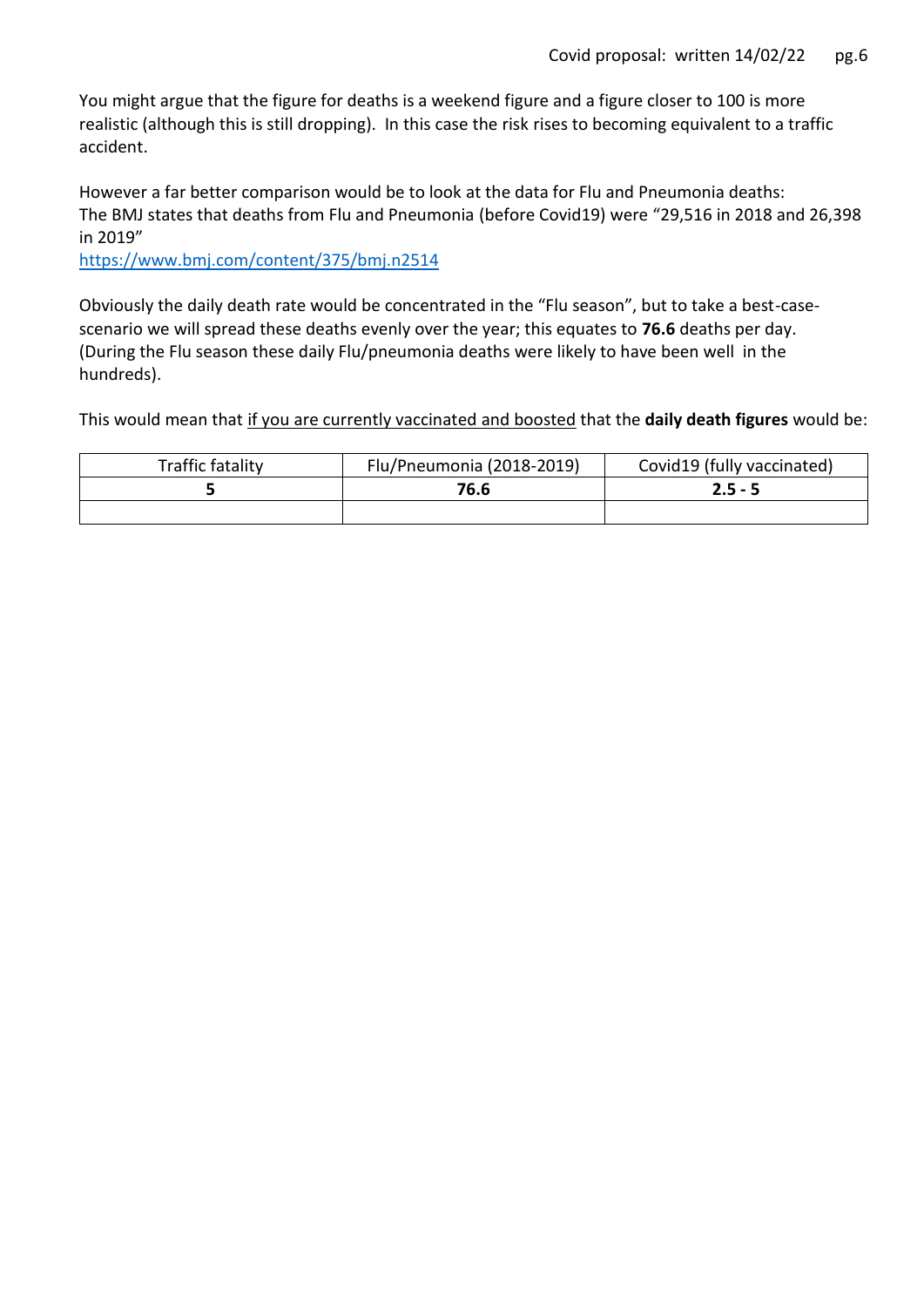You might argue that the figure for deaths is a weekend figure and a figure closer to 100 is more realistic (although this is still dropping). In this case the risk rises to becoming equivalent to a traffic accident.

However a far better comparison would be to look at the data for Flu and Pneumonia deaths:
The BMJ states that deaths from Flu and Pneumonia (before Covid19) were "29,516 in 2018 and 26,398 in 2019"
https://www.bmj.com/content/375/bmj.n2514

Obviously the daily death rate would be concentrated in the "Flu season", but to take a best-case-scenario we will spread these deaths evenly over the year; this equates to **76.6** deaths per day. (During the Flu season these daily Flu/pneumonia deaths were likely to have been well in the hundreds).

This would mean that if you are currently vaccinated and boosted that the **daily death figures** would be:

| Traffic fatality | Flu/Pneumonia (2018-2019) | Covid19 (fully vaccinated) |
|---|---|---|
| **5** | **76.6** | **2.5 - 5** |
| | | |